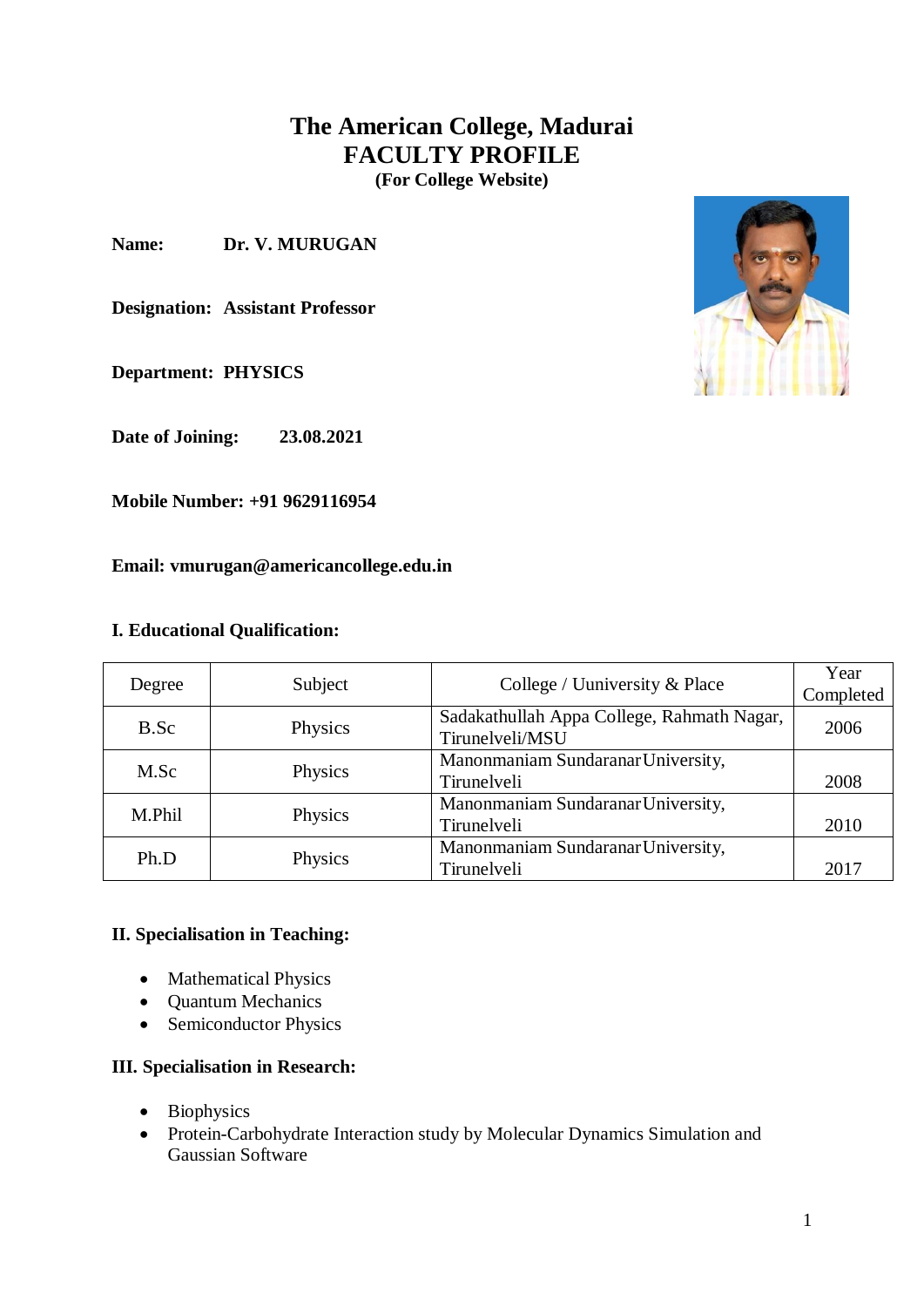# The American College, Madurai
## FACULTY PROFILE
**(For College Website)**

**Name:** **Dr. V. MURUGAN**

**Designation:** **Assistant Professor**

**Department:** **PHYSICS**

**Date of Joining:** **23.08.2021**

**Mobile Number: +91 9629116954**

**Email: vmurugan@americancollege.edu.in**

### I. Educational Qualification:

| Degree | Subject | College / Uuniversity & Place | Year Completed |
|---|---|---|---|
| B.Sc | Physics | Sadakathullah Appa College, Rahmath Nagar, Tirunelveli/MSU | 2006 |
| M.Sc | Physics | Manonmaniam Sundaranar University, Tirunelveli | 2008 |
| M.Phil | Physics | Manonmaniam Sundaranar University, Tirunelveli | 2010 |
| Ph.D | Physics | Manonmaniam Sundaranar University, Tirunelveli | 2017 |

### II. Specialisation in Teaching:

- Mathematical Physics
- Quantum Mechanics
- Semiconductor Physics

### III. Specialisation in Research:

- Biophysics
- Protein-Carbohydrate Interaction study by Molecular Dynamics Simulation and Gaussian Software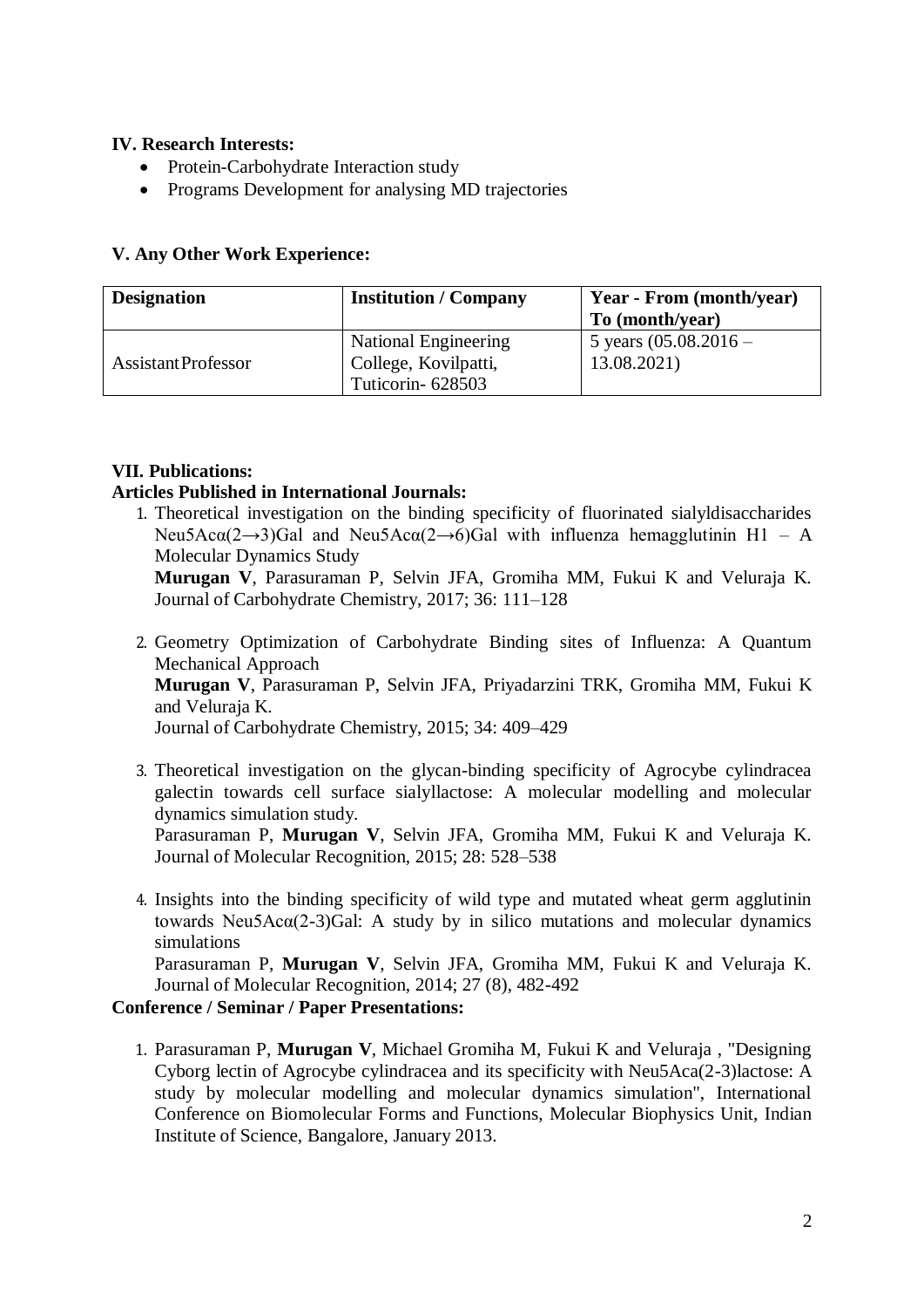**IV. Research Interests:**

- Protein-Carbohydrate Interaction study
- Programs Development for analysing MD trajectories

**V. Any Other Work Experience:**

| Designation | Institution / Company | Year - From (month/year) To (month/year) |
|---|---|---|
| AssistantProfessor | National Engineering College, Kovilpatti, Tuticorin- 628503 | 5 years (05.08.2016 – 13.08.2021) |

**VII. Publications:**

**Articles Published in International Journals:**

1. Theoretical investigation on the binding specificity of fluorinated sialyldisaccharides Neu5Acα(2→3)Gal and Neu5Acα(2→6)Gal with influenza hemagglutinin H1 – A Molecular Dynamics Study
   **Murugan V**, Parasuraman P, Selvin JFA, Gromiha MM, Fukui K and Veluraja K. Journal of Carbohydrate Chemistry, 2017; 36: 111–128

2. Geometry Optimization of Carbohydrate Binding sites of Influenza: A Quantum Mechanical Approach
   **Murugan V**, Parasuraman P, Selvin JFA, Priyadarzini TRK, Gromiha MM, Fukui K and Veluraja K.
   Journal of Carbohydrate Chemistry, 2015; 34: 409–429

3. Theoretical investigation on the glycan-binding specificity of Agrocybe cylindracea galectin towards cell surface sialyllactose: A molecular modelling and molecular dynamics simulation study.
   Parasuraman P, **Murugan V**, Selvin JFA, Gromiha MM, Fukui K and Veluraja K. Journal of Molecular Recognition, 2015; 28: 528–538

4. Insights into the binding specificity of wild type and mutated wheat germ agglutinin towards Neu5Acα(2-3)Gal: A study by in silico mutations and molecular dynamics simulations
   Parasuraman P, **Murugan V**, Selvin JFA, Gromiha MM, Fukui K and Veluraja K. Journal of Molecular Recognition, 2014; 27 (8), 482-492

**Conference / Seminar / Paper Presentations:**

1. Parasuraman P, **Murugan V**, Michael Gromiha M, Fukui K and Veluraja , "Designing Cyborg lectin of Agrocybe cylindracea and its specificity with Neu5Aca(2-3)lactose: A study by molecular modelling and molecular dynamics simulation", International Conference on Biomolecular Forms and Functions, Molecular Biophysics Unit, Indian Institute of Science, Bangalore, January 2013.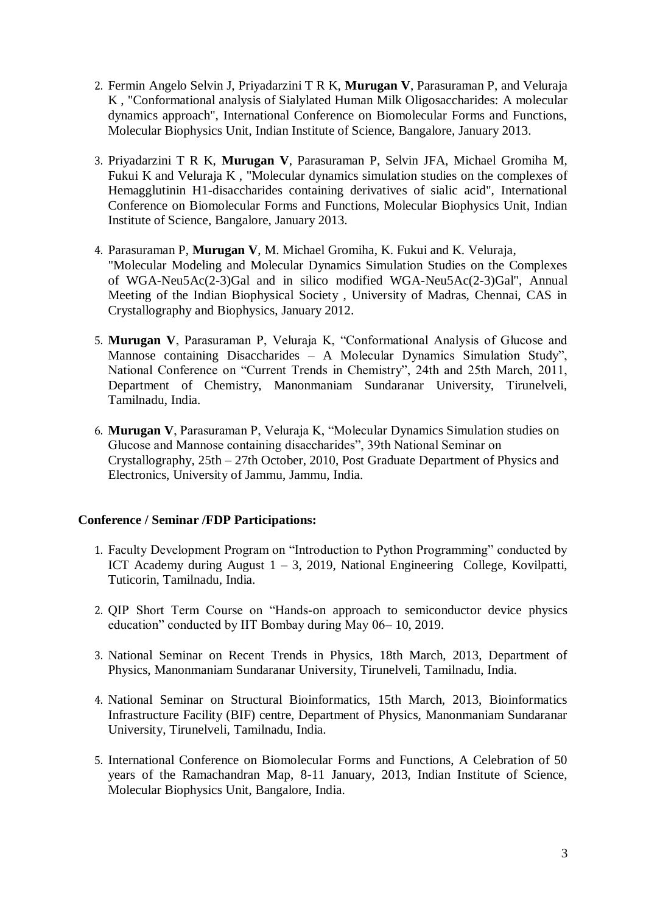2. Fermin Angelo Selvin J, Priyadarzini T R K, **Murugan V**, Parasuraman P, and Veluraja K , "Conformational analysis of Sialylated Human Milk Oligosaccharides: A molecular dynamics approach", International Conference on Biomolecular Forms and Functions, Molecular Biophysics Unit, Indian Institute of Science, Bangalore, January 2013.

3. Priyadarzini T R K, **Murugan V**, Parasuraman P, Selvin JFA, Michael Gromiha M, Fukui K and Veluraja K , "Molecular dynamics simulation studies on the complexes of Hemagglutinin H1-disaccharides containing derivatives of sialic acid", International Conference on Biomolecular Forms and Functions, Molecular Biophysics Unit, Indian Institute of Science, Bangalore, January 2013.

4. Parasuraman P, **Murugan V**, M. Michael Gromiha, K. Fukui and K. Veluraja, "Molecular Modeling and Molecular Dynamics Simulation Studies on the Complexes of WGA-Neu5Ac(2-3)Gal and in silico modified WGA-Neu5Ac(2-3)Gal", Annual Meeting of the Indian Biophysical Society , University of Madras, Chennai, CAS in Crystallography and Biophysics, January 2012.

5. **Murugan V**, Parasuraman P, Veluraja K, "Conformational Analysis of Glucose and Mannose containing Disaccharides – A Molecular Dynamics Simulation Study", National Conference on "Current Trends in Chemistry", 24th and 25th March, 2011, Department of Chemistry, Manonmaniam Sundaranar University, Tirunelveli, Tamilnadu, India.

6. **Murugan V**, Parasuraman P, Veluraja K, "Molecular Dynamics Simulation studies on Glucose and Mannose containing disaccharides", 39th National Seminar on Crystallography, 25th – 27th October, 2010, Post Graduate Department of Physics and Electronics, University of Jammu, Jammu, India.

**Conference / Seminar /FDP Participations:**

1. Faculty Development Program on "Introduction to Python Programming" conducted by ICT Academy during August 1 – 3, 2019, National Engineering College, Kovilpatti, Tuticorin, Tamilnadu, India.

2. QIP Short Term Course on "Hands-on approach to semiconductor device physics education" conducted by IIT Bombay during May 06– 10, 2019.

3. National Seminar on Recent Trends in Physics, 18th March, 2013, Department of Physics, Manonmaniam Sundaranar University, Tirunelveli, Tamilnadu, India.

4. National Seminar on Structural Bioinformatics, 15th March, 2013, Bioinformatics Infrastructure Facility (BIF) centre, Department of Physics, Manonmaniam Sundaranar University, Tirunelveli, Tamilnadu, India.

5. International Conference on Biomolecular Forms and Functions, A Celebration of 50 years of the Ramachandran Map, 8-11 January, 2013, Indian Institute of Science, Molecular Biophysics Unit, Bangalore, India.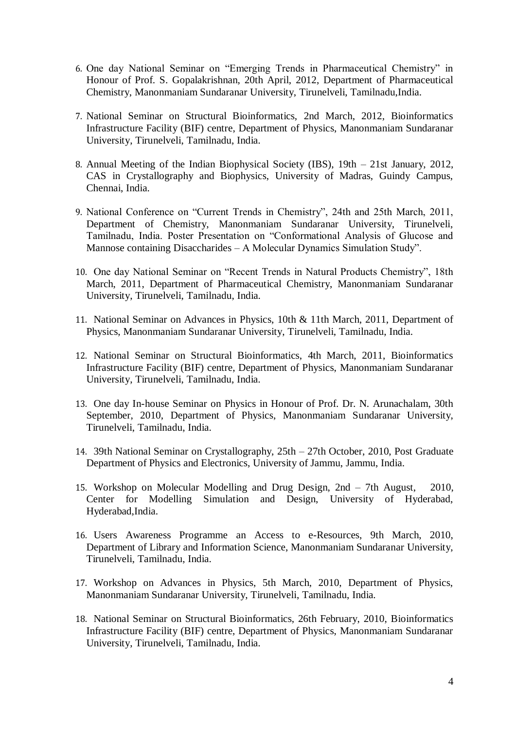6. One day National Seminar on "Emerging Trends in Pharmaceutical Chemistry" in Honour of Prof. S. Gopalakrishnan, 20th April, 2012, Department of Pharmaceutical Chemistry, Manonmaniam Sundaranar University, Tirunelveli, Tamilnadu,India.

7. National Seminar on Structural Bioinformatics, 2nd March, 2012, Bioinformatics Infrastructure Facility (BIF) centre, Department of Physics, Manonmaniam Sundaranar University, Tirunelveli, Tamilnadu, India.

8. Annual Meeting of the Indian Biophysical Society (IBS), 19th – 21st January, 2012, CAS in Crystallography and Biophysics, University of Madras, Guindy Campus, Chennai, India.

9. National Conference on "Current Trends in Chemistry", 24th and 25th March, 2011, Department of Chemistry, Manonmaniam Sundaranar University, Tirunelveli, Tamilnadu, India. Poster Presentation on "Conformational Analysis of Glucose and Mannose containing Disaccharides – A Molecular Dynamics Simulation Study".

10. One day National Seminar on "Recent Trends in Natural Products Chemistry", 18th March, 2011, Department of Pharmaceutical Chemistry, Manonmaniam Sundaranar University, Tirunelveli, Tamilnadu, India.

11. National Seminar on Advances in Physics, 10th & 11th March, 2011, Department of Physics, Manonmaniam Sundaranar University, Tirunelveli, Tamilnadu, India.

12. National Seminar on Structural Bioinformatics, 4th March, 2011, Bioinformatics Infrastructure Facility (BIF) centre, Department of Physics, Manonmaniam Sundaranar University, Tirunelveli, Tamilnadu, India.

13. One day In-house Seminar on Physics in Honour of Prof. Dr. N. Arunachalam, 30th September, 2010, Department of Physics, Manonmaniam Sundaranar University, Tirunelveli, Tamilnadu, India.

14. 39th National Seminar on Crystallography, 25th – 27th October, 2010, Post Graduate Department of Physics and Electronics, University of Jammu, Jammu, India.

15. Workshop on Molecular Modelling and Drug Design, 2nd – 7th August, 2010, Center for Modelling Simulation and Design, University of Hyderabad, Hyderabad,India.

16. Users Awareness Programme an Access to e-Resources, 9th March, 2010, Department of Library and Information Science, Manonmaniam Sundaranar University, Tirunelveli, Tamilnadu, India.

17. Workshop on Advances in Physics, 5th March, 2010, Department of Physics, Manonmaniam Sundaranar University, Tirunelveli, Tamilnadu, India.

18. National Seminar on Structural Bioinformatics, 26th February, 2010, Bioinformatics Infrastructure Facility (BIF) centre, Department of Physics, Manonmaniam Sundaranar University, Tirunelveli, Tamilnadu, India.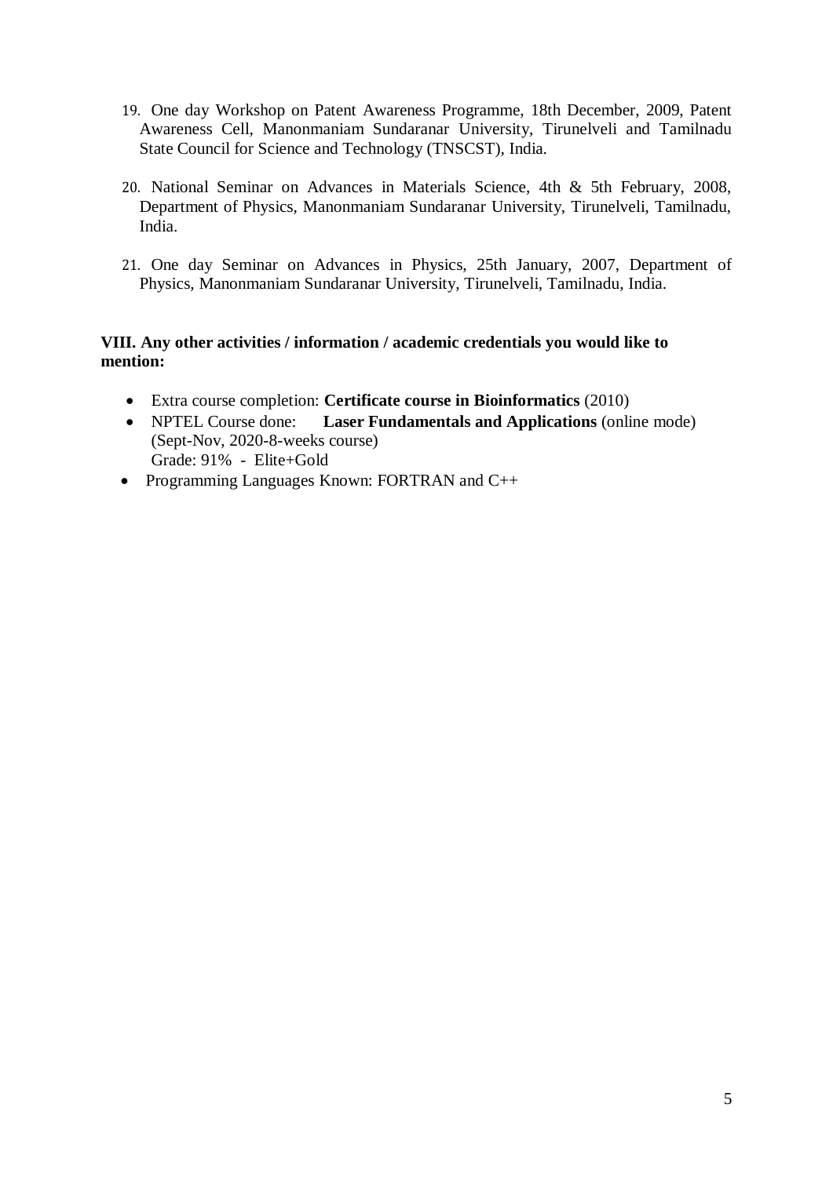19. One day Workshop on Patent Awareness Programme, 18th December, 2009, Patent Awareness Cell, Manonmaniam Sundaranar University, Tirunelveli and Tamilnadu State Council for Science and Technology (TNSCST), India.

20. National Seminar on Advances in Materials Science, 4th & 5th February, 2008, Department of Physics, Manonmaniam Sundaranar University, Tirunelveli, Tamilnadu, India.

21. One day Seminar on Advances in Physics, 25th January, 2007, Department of Physics, Manonmaniam Sundaranar University, Tirunelveli, Tamilnadu, India.

**VIII. Any other activities / information / academic credentials you would like to mention:**

- Extra course completion: **Certificate course in Bioinformatics** (2010)
- NPTEL Course done: **Laser Fundamentals and Applications** (online mode) (Sept-Nov, 2020-8-weeks course)
  Grade: 91% - Elite+Gold
- Programming Languages Known: FORTRAN and C++